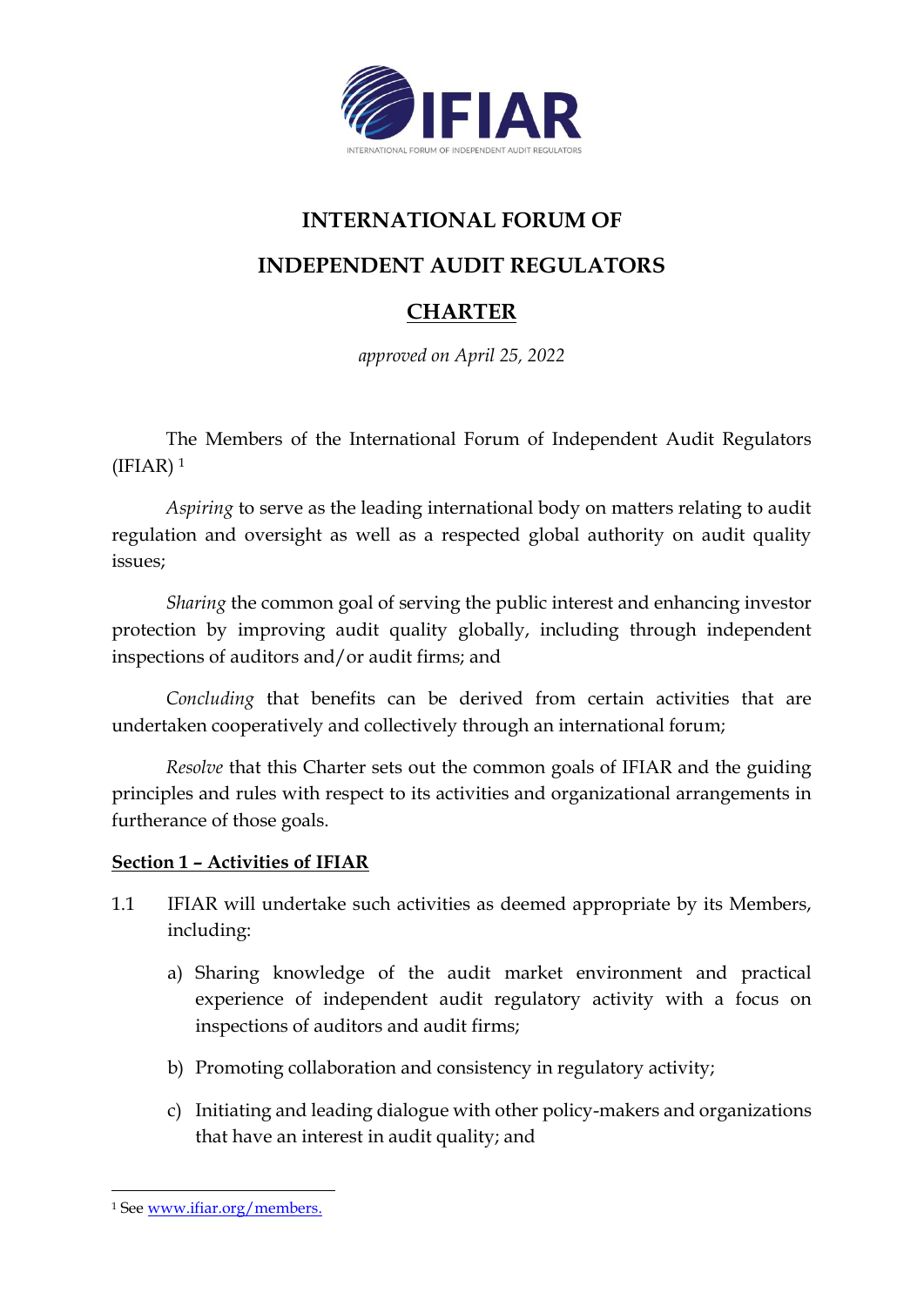# INTERNATIONAL FORUM OF INDEPENDENT AUDIT REGULATORS

## CHARTER

*approved on April 25, 2022*

The Members of the International Forum of Independent Audit Regulators (IFIAR) [1]

*Aspiring* to serve as the leading international body on matters relating to audit regulation and oversight as well as a respected global authority on audit quality issues;

*Sharing* the common goal of serving the public interest and enhancing investor protection by improving audit quality globally, including through independent inspections of auditors and/or audit firms; and

*Concluding* that benefits can be derived from certain activities that are undertaken cooperatively and collectively through an international forum;

*Resolve* that this Charter sets out the common goals of IFIAR and the guiding principles and rules with respect to its activities and organizational arrangements in furtherance of those goals.

**Section 1 – Activities of IFIAR**

1.1 IFIAR will undertake such activities as deemed appropriate by its Members, including:

a) Sharing knowledge of the audit market environment and practical experience of independent audit regulatory activity with a focus on inspections of auditors and audit firms;

b) Promoting collaboration and consistency in regulatory activity;

c) Initiating and leading dialogue with other policy-makers and organizations that have an interest in audit quality; and

[1] See www.ifiar.org/members.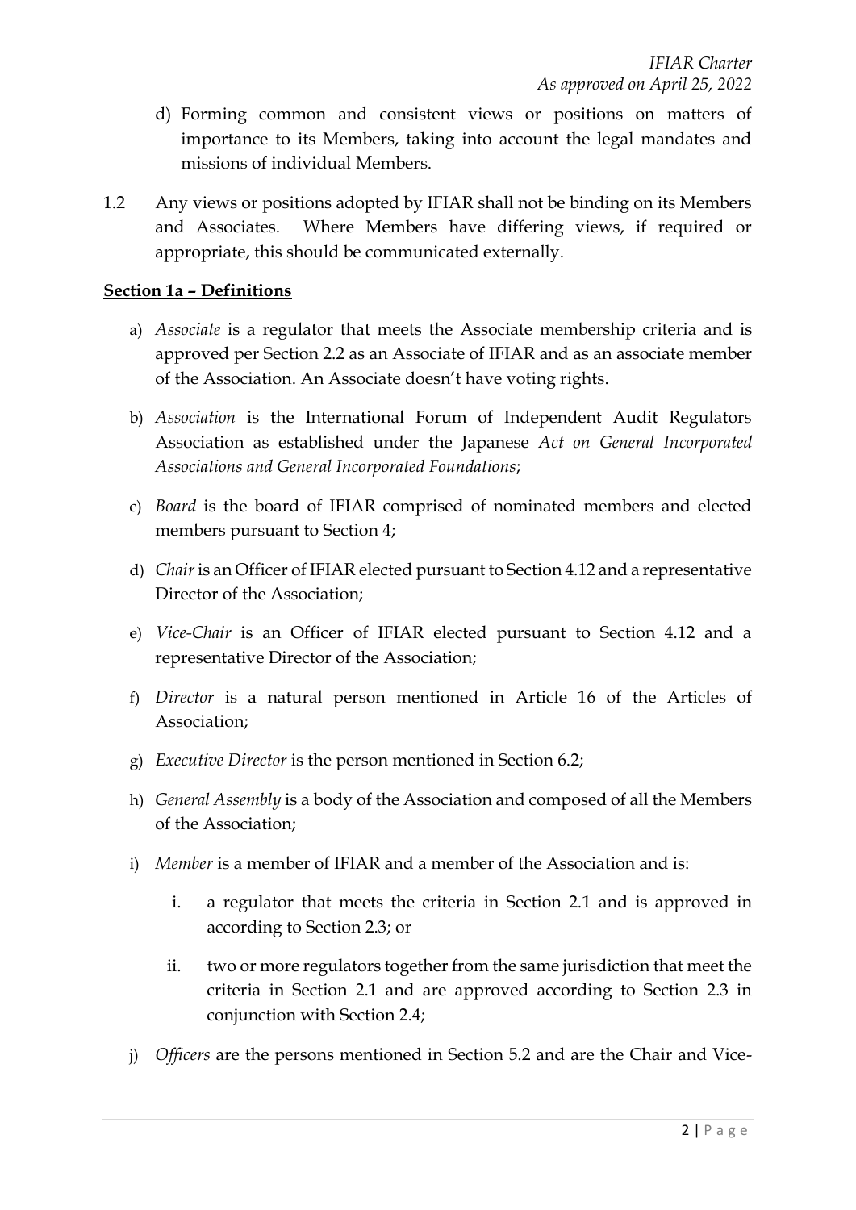d) Forming common and consistent views or positions on matters of importance to its Members, taking into account the legal mandates and missions of individual Members.

1.2 Any views or positions adopted by IFIAR shall not be binding on its Members and Associates. Where Members have differing views, if required or appropriate, this should be communicated externally.

**Section 1a – Definitions**

a) *Associate* is a regulator that meets the Associate membership criteria and is approved per Section 2.2 as an Associate of IFIAR and as an associate member of the Association. An Associate doesn't have voting rights.

b) *Association* is the International Forum of Independent Audit Regulators Association as established under the Japanese *Act on General Incorporated Associations and General Incorporated Foundations*;

c) *Board* is the board of IFIAR comprised of nominated members and elected members pursuant to Section 4;

d) *Chair* is an Officer of IFIAR elected pursuant to Section 4.12 and a representative Director of the Association;

e) *Vice-Chair* is an Officer of IFIAR elected pursuant to Section 4.12 and a representative Director of the Association;

f) *Director* is a natural person mentioned in Article 16 of the Articles of Association;

g) *Executive Director* is the person mentioned in Section 6.2;

h) *General Assembly* is a body of the Association and composed of all the Members of the Association;

i) *Member* is a member of IFIAR and a member of the Association and is:

   i. a regulator that meets the criteria in Section 2.1 and is approved in according to Section 2.3; or

   ii. two or more regulators together from the same jurisdiction that meet the criteria in Section 2.1 and are approved according to Section 2.3 in conjunction with Section 2.4;

j) *Officers* are the persons mentioned in Section 5.2 and are the Chair and Vice-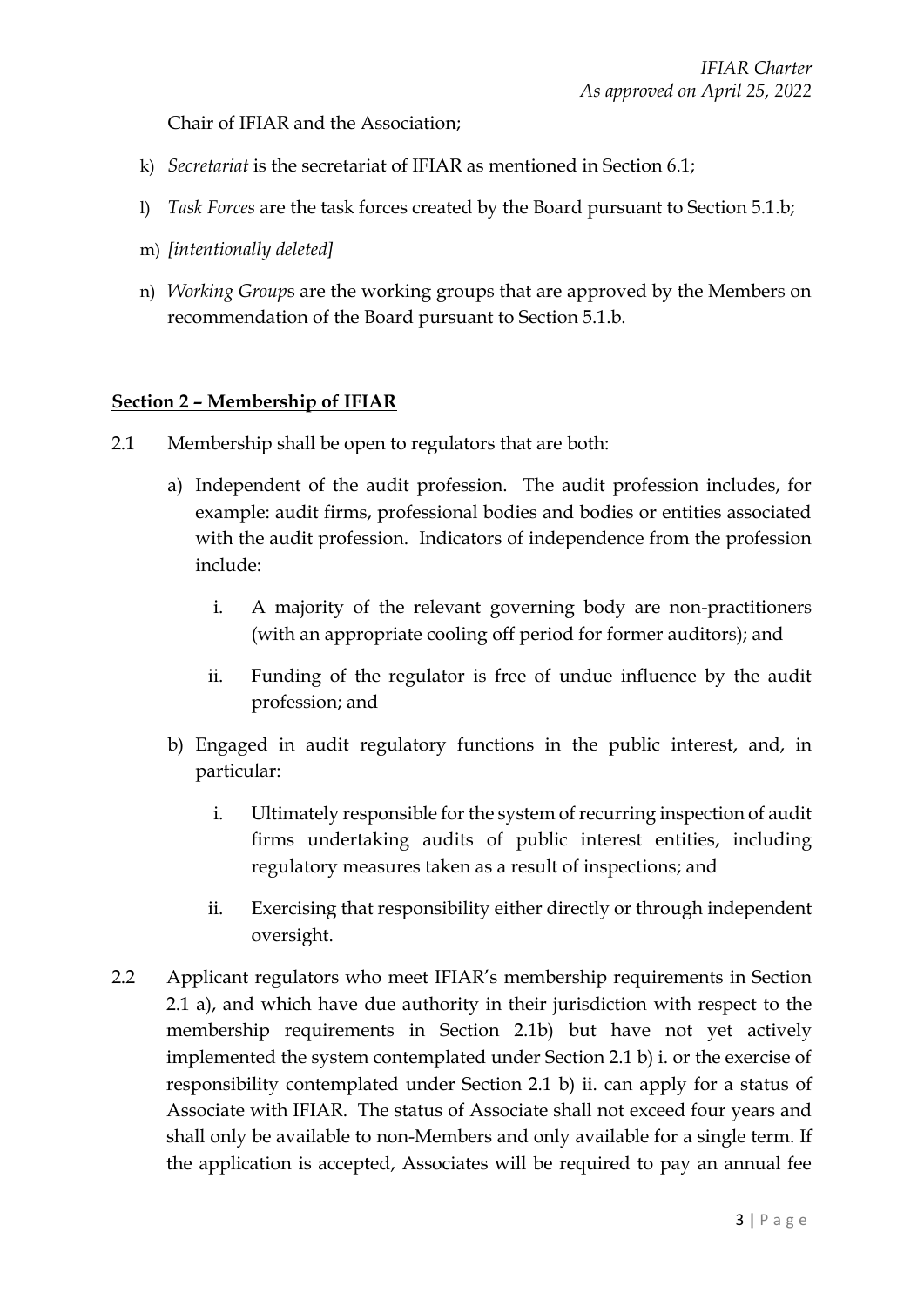Chair of IFIAR and the Association;

k) *Secretariat* is the secretariat of IFIAR as mentioned in Section 6.1;

l) *Task Forces* are the task forces created by the Board pursuant to Section 5.1.b;

m) *[intentionally deleted]*

n) *Working Group*s are the working groups that are approved by the Members on recommendation of the Board pursuant to Section 5.1.b.

## Section 2 – Membership of IFIAR

2.1 Membership shall be open to regulators that are both:

a) Independent of the audit profession. The audit profession includes, for example: audit firms, professional bodies and bodies or entities associated with the audit profession. Indicators of independence from the profession include:

   i. A majority of the relevant governing body are non-practitioners (with an appropriate cooling off period for former auditors); and

   ii. Funding of the regulator is free of undue influence by the audit profession; and

b) Engaged in audit regulatory functions in the public interest, and, in particular:

   i. Ultimately responsible for the system of recurring inspection of audit firms undertaking audits of public interest entities, including regulatory measures taken as a result of inspections; and

   ii. Exercising that responsibility either directly or through independent oversight.

2.2 Applicant regulators who meet IFIAR's membership requirements in Section 2.1 a), and which have due authority in their jurisdiction with respect to the membership requirements in Section 2.1b) but have not yet actively implemented the system contemplated under Section 2.1 b) i. or the exercise of responsibility contemplated under Section 2.1 b) ii. can apply for a status of Associate with IFIAR. The status of Associate shall not exceed four years and shall only be available to non-Members and only available for a single term. If the application is accepted, Associates will be required to pay an annual fee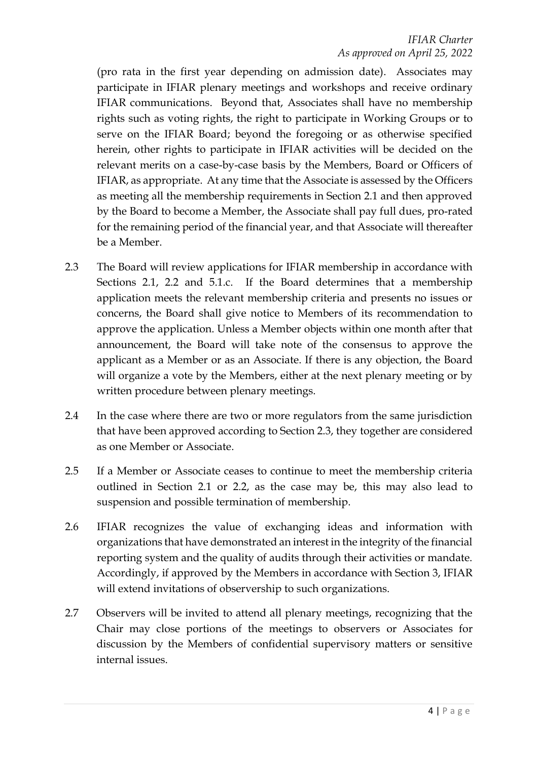(pro rata in the first year depending on admission date). Associates may participate in IFIAR plenary meetings and workshops and receive ordinary IFIAR communications. Beyond that, Associates shall have no membership rights such as voting rights, the right to participate in Working Groups or to serve on the IFIAR Board; beyond the foregoing or as otherwise specified herein, other rights to participate in IFIAR activities will be decided on the relevant merits on a case-by-case basis by the Members, Board or Officers of IFIAR, as appropriate. At any time that the Associate is assessed by the Officers as meeting all the membership requirements in Section 2.1 and then approved by the Board to become a Member, the Associate shall pay full dues, pro-rated for the remaining period of the financial year, and that Associate will thereafter be a Member.

2.3 The Board will review applications for IFIAR membership in accordance with Sections 2.1, 2.2 and 5.1.c. If the Board determines that a membership application meets the relevant membership criteria and presents no issues or concerns, the Board shall give notice to Members of its recommendation to approve the application. Unless a Member objects within one month after that announcement, the Board will take note of the consensus to approve the applicant as a Member or as an Associate. If there is any objection, the Board will organize a vote by the Members, either at the next plenary meeting or by written procedure between plenary meetings.

2.4 In the case where there are two or more regulators from the same jurisdiction that have been approved according to Section 2.3, they together are considered as one Member or Associate.

2.5 If a Member or Associate ceases to continue to meet the membership criteria outlined in Section 2.1 or 2.2, as the case may be, this may also lead to suspension and possible termination of membership.

2.6 IFIAR recognizes the value of exchanging ideas and information with organizations that have demonstrated an interest in the integrity of the financial reporting system and the quality of audits through their activities or mandate. Accordingly, if approved by the Members in accordance with Section 3, IFIAR will extend invitations of observership to such organizations.

2.7 Observers will be invited to attend all plenary meetings, recognizing that the Chair may close portions of the meetings to observers or Associates for discussion by the Members of confidential supervisory matters or sensitive internal issues.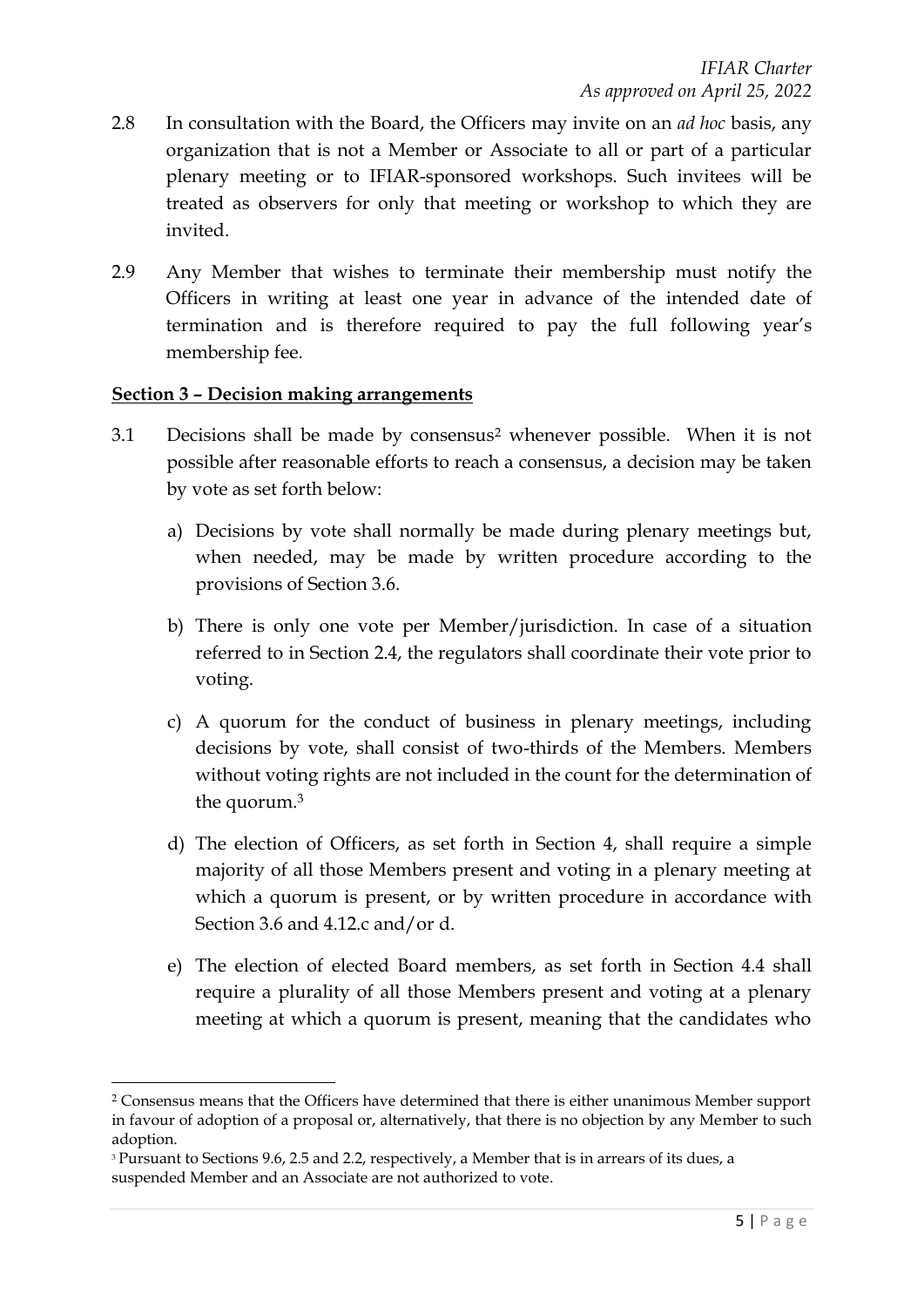2.8 In consultation with the Board, the Officers may invite on an *ad hoc* basis, any organization that is not a Member or Associate to all or part of a particular plenary meeting or to IFIAR-sponsored workshops. Such invitees will be treated as observers for only that meeting or workshop to which they are invited.

2.9 Any Member that wishes to terminate their membership must notify the Officers in writing at least one year in advance of the intended date of termination and is therefore required to pay the full following year's membership fee.

**Section 3 – Decision making arrangements**

3.1 Decisions shall be made by consensus[2] whenever possible. When it is not possible after reasonable efforts to reach a consensus, a decision may be taken by vote as set forth below:

a) Decisions by vote shall normally be made during plenary meetings but, when needed, may be made by written procedure according to the provisions of Section 3.6.

b) There is only one vote per Member/jurisdiction. In case of a situation referred to in Section 2.4, the regulators shall coordinate their vote prior to voting.

c) A quorum for the conduct of business in plenary meetings, including decisions by vote, shall consist of two-thirds of the Members. Members without voting rights are not included in the count for the determination of the quorum.[3]

d) The election of Officers, as set forth in Section 4, shall require a simple majority of all those Members present and voting in a plenary meeting at which a quorum is present, or by written procedure in accordance with Section 3.6 and 4.12.c and/or d.

e) The election of elected Board members, as set forth in Section 4.4 shall require a plurality of all those Members present and voting at a plenary meeting at which a quorum is present, meaning that the candidates who

---

[2] Consensus means that the Officers have determined that there is either unanimous Member support in favour of adoption of a proposal or, alternatively, that there is no objection by any Member to such adoption.

[3] Pursuant to Sections 9.6, 2.5 and 2.2, respectively, a Member that is in arrears of its dues, a suspended Member and an Associate are not authorized to vote.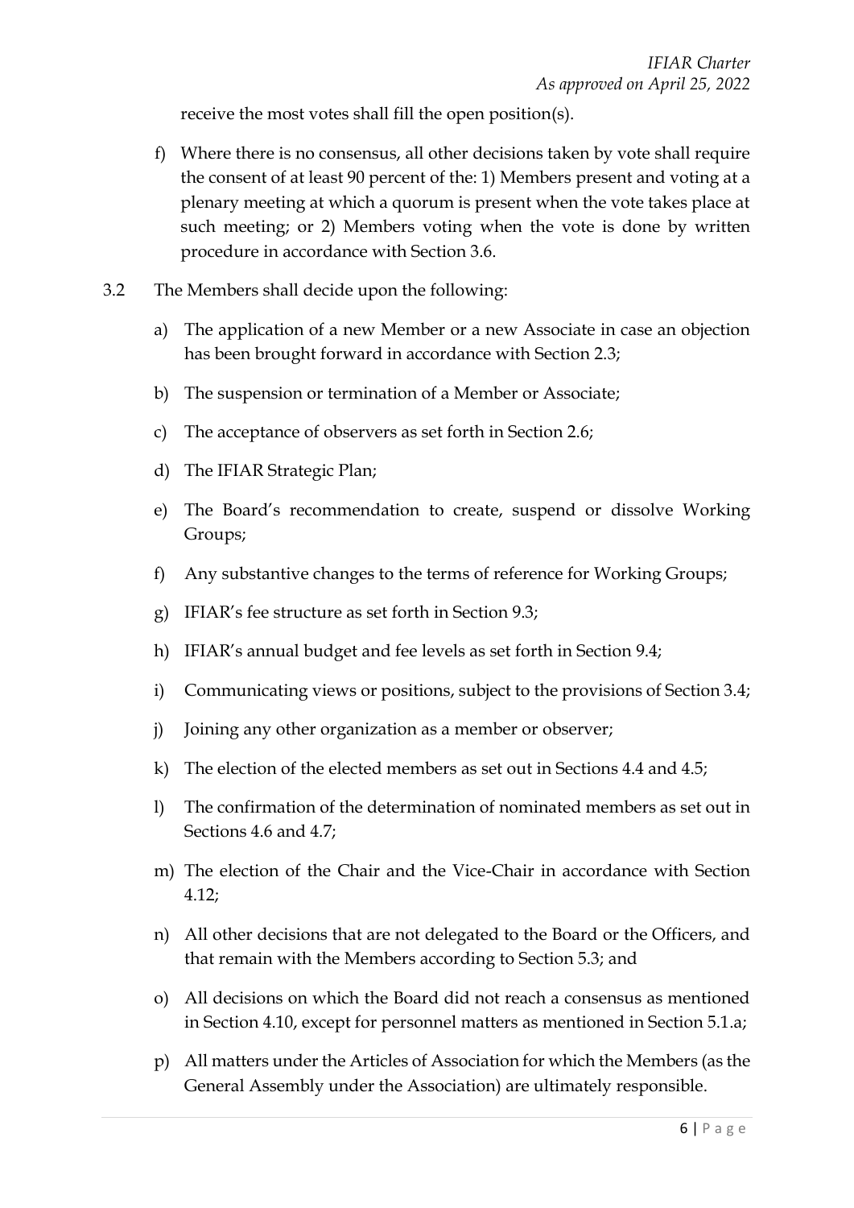receive the most votes shall fill the open position(s).

f) Where there is no consensus, all other decisions taken by vote shall require the consent of at least 90 percent of the: 1) Members present and voting at a plenary meeting at which a quorum is present when the vote takes place at such meeting; or 2) Members voting when the vote is done by written procedure in accordance with Section 3.6.

3.2 The Members shall decide upon the following:

a) The application of a new Member or a new Associate in case an objection has been brought forward in accordance with Section 2.3;

b) The suspension or termination of a Member or Associate;

c) The acceptance of observers as set forth in Section 2.6;

d) The IFIAR Strategic Plan;

e) The Board's recommendation to create, suspend or dissolve Working Groups;

f) Any substantive changes to the terms of reference for Working Groups;

g) IFIAR's fee structure as set forth in Section 9.3;

h) IFIAR's annual budget and fee levels as set forth in Section 9.4;

i) Communicating views or positions, subject to the provisions of Section 3.4;

j) Joining any other organization as a member or observer;

k) The election of the elected members as set out in Sections 4.4 and 4.5;

l) The confirmation of the determination of nominated members as set out in Sections 4.6 and 4.7;

m) The election of the Chair and the Vice-Chair in accordance with Section 4.12;

n) All other decisions that are not delegated to the Board or the Officers, and that remain with the Members according to Section 5.3; and

o) All decisions on which the Board did not reach a consensus as mentioned in Section 4.10, except for personnel matters as mentioned in Section 5.1.a;

p) All matters under the Articles of Association for which the Members (as the General Assembly under the Association) are ultimately responsible.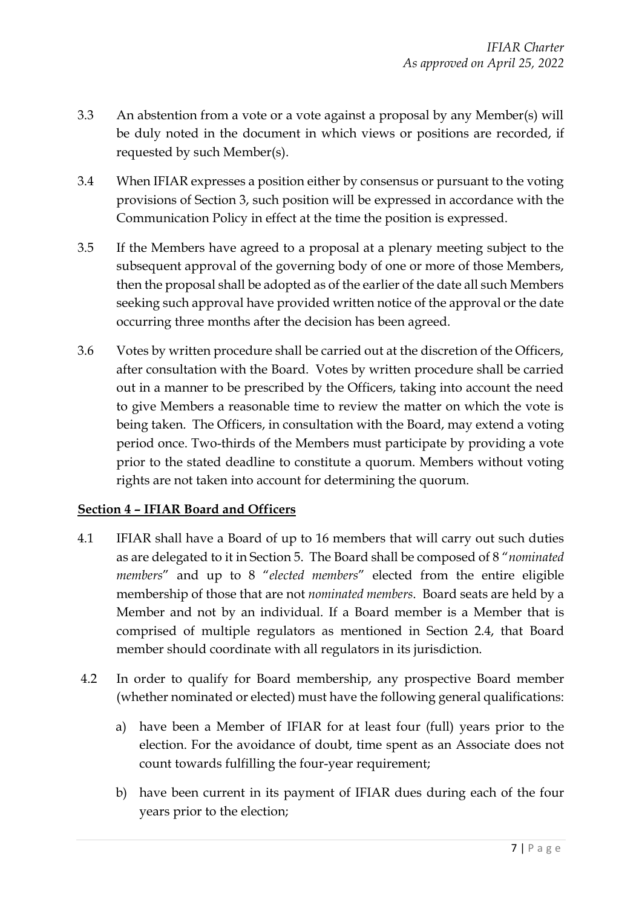3.3 An abstention from a vote or a vote against a proposal by any Member(s) will be duly noted in the document in which views or positions are recorded, if requested by such Member(s).

3.4 When IFIAR expresses a position either by consensus or pursuant to the voting provisions of Section 3, such position will be expressed in accordance with the Communication Policy in effect at the time the position is expressed.

3.5 If the Members have agreed to a proposal at a plenary meeting subject to the subsequent approval of the governing body of one or more of those Members, then the proposal shall be adopted as of the earlier of the date all such Members seeking such approval have provided written notice of the approval or the date occurring three months after the decision has been agreed.

3.6 Votes by written procedure shall be carried out at the discretion of the Officers, after consultation with the Board. Votes by written procedure shall be carried out in a manner to be prescribed by the Officers, taking into account the need to give Members a reasonable time to review the matter on which the vote is being taken. The Officers, in consultation with the Board, may extend a voting period once. Two-thirds of the Members must participate by providing a vote prior to the stated deadline to constitute a quorum. Members without voting rights are not taken into account for determining the quorum.

## Section 4 – IFIAR Board and Officers

4.1 IFIAR shall have a Board of up to 16 members that will carry out such duties as are delegated to it in Section 5. The Board shall be composed of 8 "*nominated members*" and up to 8 "*elected members*" elected from the entire eligible membership of those that are not *nominated members*. Board seats are held by a Member and not by an individual. If a Board member is a Member that is comprised of multiple regulators as mentioned in Section 2.4, that Board member should coordinate with all regulators in its jurisdiction.

4.2 In order to qualify for Board membership, any prospective Board member (whether nominated or elected) must have the following general qualifications:

a) have been a Member of IFIAR for at least four (full) years prior to the election. For the avoidance of doubt, time spent as an Associate does not count towards fulfilling the four-year requirement;

b) have been current in its payment of IFIAR dues during each of the four years prior to the election;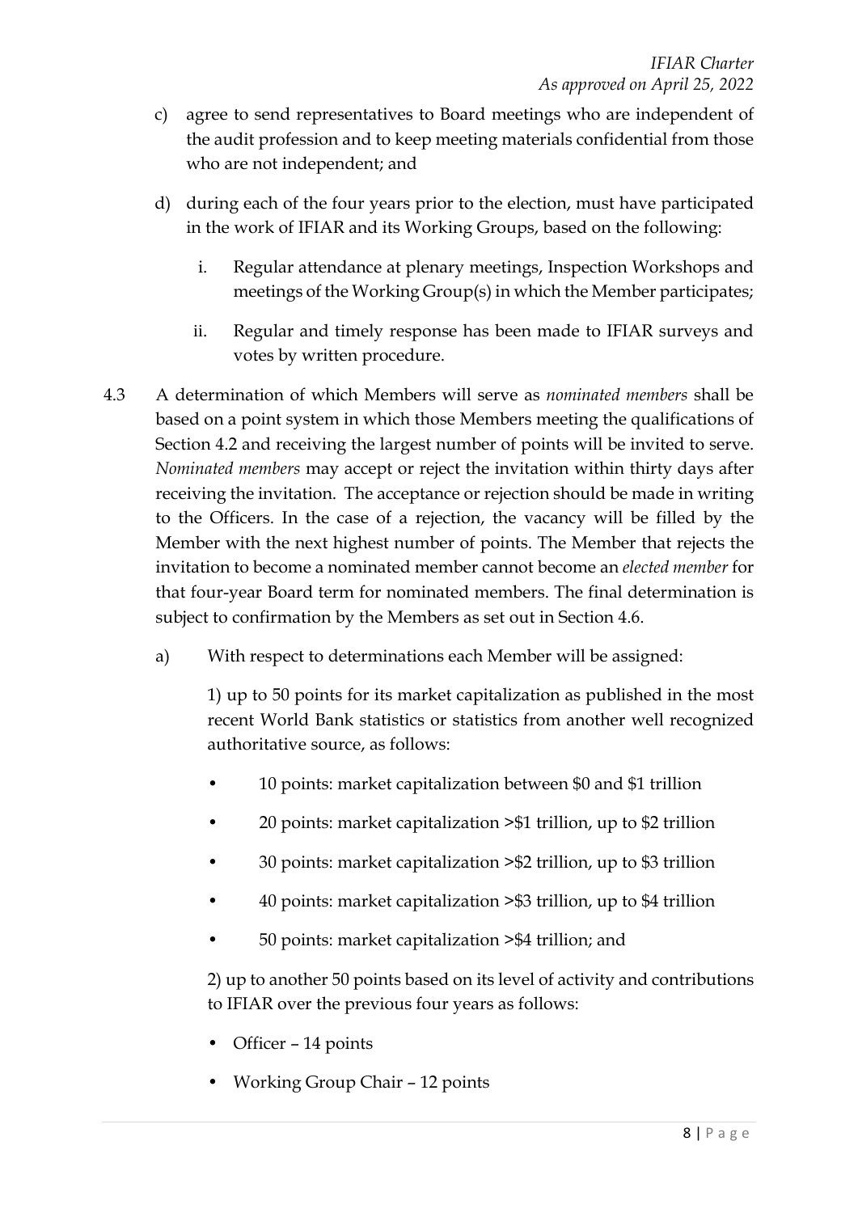c) agree to send representatives to Board meetings who are independent of the audit profession and to keep meeting materials confidential from those who are not independent; and

d) during each of the four years prior to the election, must have participated in the work of IFIAR and its Working Groups, based on the following:

   i. Regular attendance at plenary meetings, Inspection Workshops and meetings of the Working Group(s) in which the Member participates;

   ii. Regular and timely response has been made to IFIAR surveys and votes by written procedure.

4.3 A determination of which Members will serve as *nominated members* shall be based on a point system in which those Members meeting the qualifications of Section 4.2 and receiving the largest number of points will be invited to serve. *Nominated members* may accept or reject the invitation within thirty days after receiving the invitation. The acceptance or rejection should be made in writing to the Officers. In the case of a rejection, the vacancy will be filled by the Member with the next highest number of points. The Member that rejects the invitation to become a nominated member cannot become an *elected member* for that four-year Board term for nominated members. The final determination is subject to confirmation by the Members as set out in Section 4.6.

a) With respect to determinations each Member will be assigned:

1) up to 50 points for its market capitalization as published in the most recent World Bank statistics or statistics from another well recognized authoritative source, as follows:

- 10 points: market capitalization between $0 and $1 trillion
- 20 points: market capitalization >$1 trillion, up to $2 trillion
- 30 points: market capitalization >$2 trillion, up to $3 trillion
- 40 points: market capitalization >$3 trillion, up to $4 trillion
- 50 points: market capitalization >$4 trillion; and

2) up to another 50 points based on its level of activity and contributions to IFIAR over the previous four years as follows:

- Officer – 14 points
- Working Group Chair – 12 points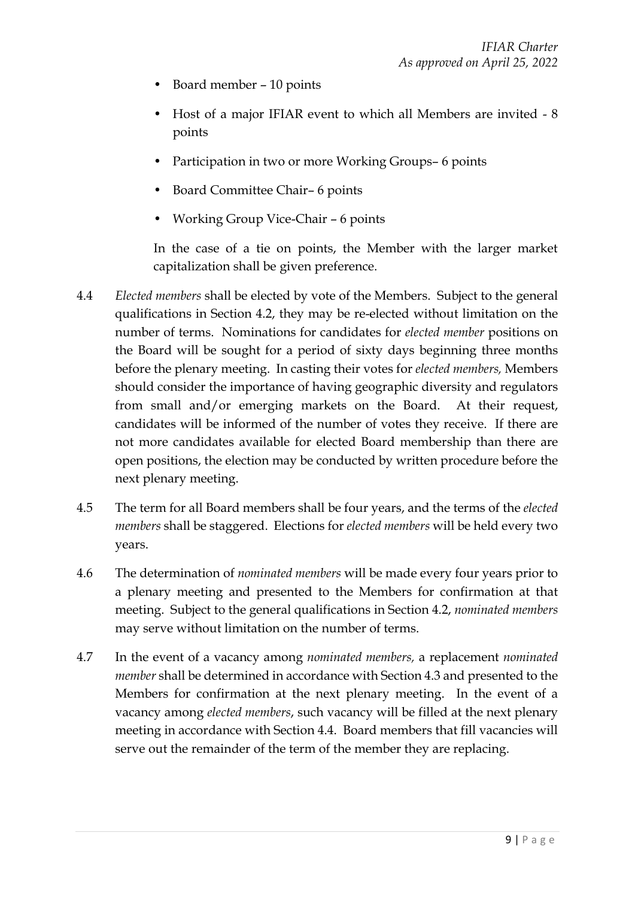- Board member – 10 points
- Host of a major IFIAR event to which all Members are invited - 8 points
- Participation in two or more Working Groups– 6 points
- Board Committee Chair– 6 points
- Working Group Vice-Chair – 6 points

In the case of a tie on points, the Member with the larger market capitalization shall be given preference.

4.4 *Elected members* shall be elected by vote of the Members. Subject to the general qualifications in Section 4.2, they may be re-elected without limitation on the number of terms. Nominations for candidates for *elected member* positions on the Board will be sought for a period of sixty days beginning three months before the plenary meeting. In casting their votes for *elected members,* Members should consider the importance of having geographic diversity and regulators from small and/or emerging markets on the Board. At their request, candidates will be informed of the number of votes they receive. If there are not more candidates available for elected Board membership than there are open positions, the election may be conducted by written procedure before the next plenary meeting.

4.5 The term for all Board members shall be four years, and the terms of the *elected members* shall be staggered. Elections for *elected members* will be held every two years.

4.6 The determination of *nominated members* will be made every four years prior to a plenary meeting and presented to the Members for confirmation at that meeting. Subject to the general qualifications in Section 4.2, *nominated members* may serve without limitation on the number of terms.

4.7 In the event of a vacancy among *nominated members,* a replacement *nominated member* shall be determined in accordance with Section 4.3 and presented to the Members for confirmation at the next plenary meeting. In the event of a vacancy among *elected members*, such vacancy will be filled at the next plenary meeting in accordance with Section 4.4. Board members that fill vacancies will serve out the remainder of the term of the member they are replacing.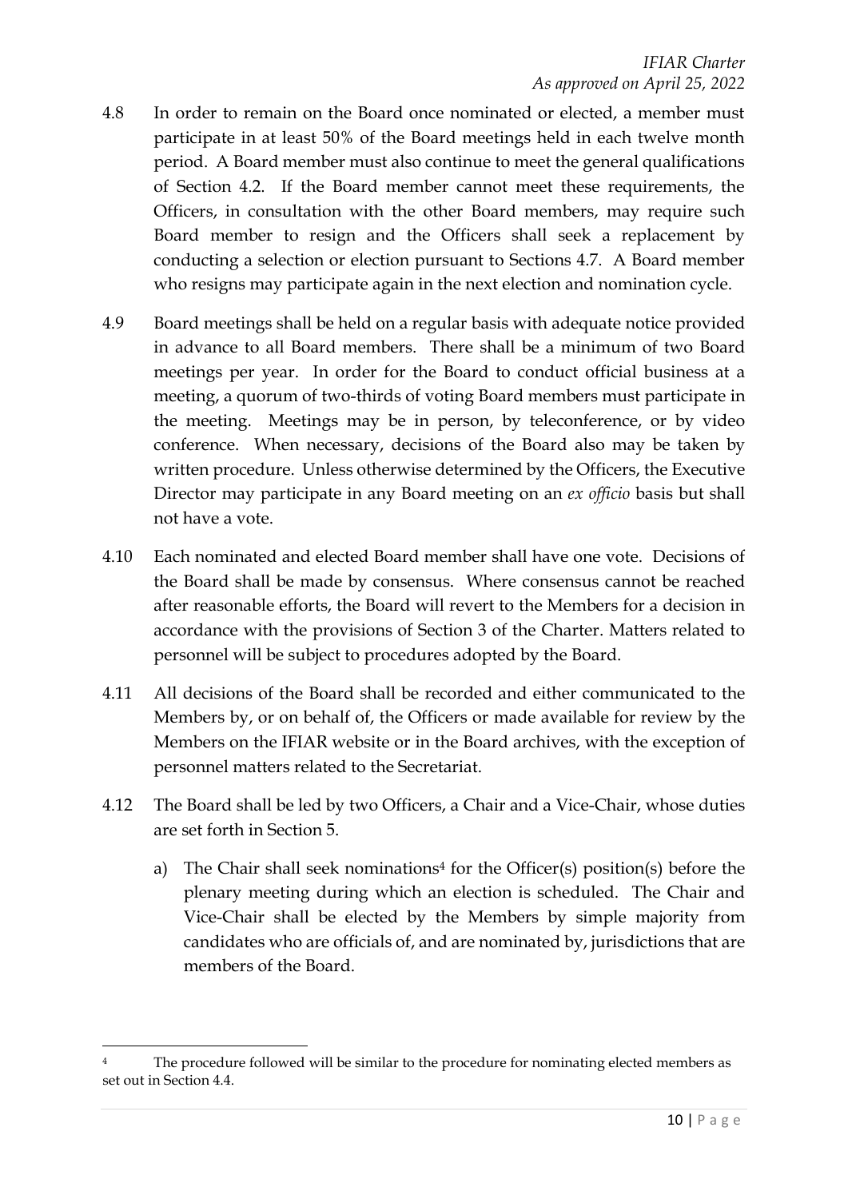4.8 In order to remain on the Board once nominated or elected, a member must participate in at least 50% of the Board meetings held in each twelve month period. A Board member must also continue to meet the general qualifications of Section 4.2. If the Board member cannot meet these requirements, the Officers, in consultation with the other Board members, may require such Board member to resign and the Officers shall seek a replacement by conducting a selection or election pursuant to Sections 4.7. A Board member who resigns may participate again in the next election and nomination cycle.

4.9 Board meetings shall be held on a regular basis with adequate notice provided in advance to all Board members. There shall be a minimum of two Board meetings per year. In order for the Board to conduct official business at a meeting, a quorum of two-thirds of voting Board members must participate in the meeting. Meetings may be in person, by teleconference, or by video conference. When necessary, decisions of the Board also may be taken by written procedure. Unless otherwise determined by the Officers, the Executive Director may participate in any Board meeting on an *ex officio* basis but shall not have a vote.

4.10 Each nominated and elected Board member shall have one vote. Decisions of the Board shall be made by consensus. Where consensus cannot be reached after reasonable efforts, the Board will revert to the Members for a decision in accordance with the provisions of Section 3 of the Charter. Matters related to personnel will be subject to procedures adopted by the Board.

4.11 All decisions of the Board shall be recorded and either communicated to the Members by, or on behalf of, the Officers or made available for review by the Members on the IFIAR website or in the Board archives, with the exception of personnel matters related to the Secretariat.

4.12 The Board shall be led by two Officers, a Chair and a Vice-Chair, whose duties are set forth in Section 5.

a) The Chair shall seek nominations[4] for the Officer(s) position(s) before the plenary meeting during which an election is scheduled. The Chair and Vice-Chair shall be elected by the Members by simple majority from candidates who are officials of, and are nominated by, jurisdictions that are members of the Board.

---

[4] The procedure followed will be similar to the procedure for nominating elected members as set out in Section 4.4.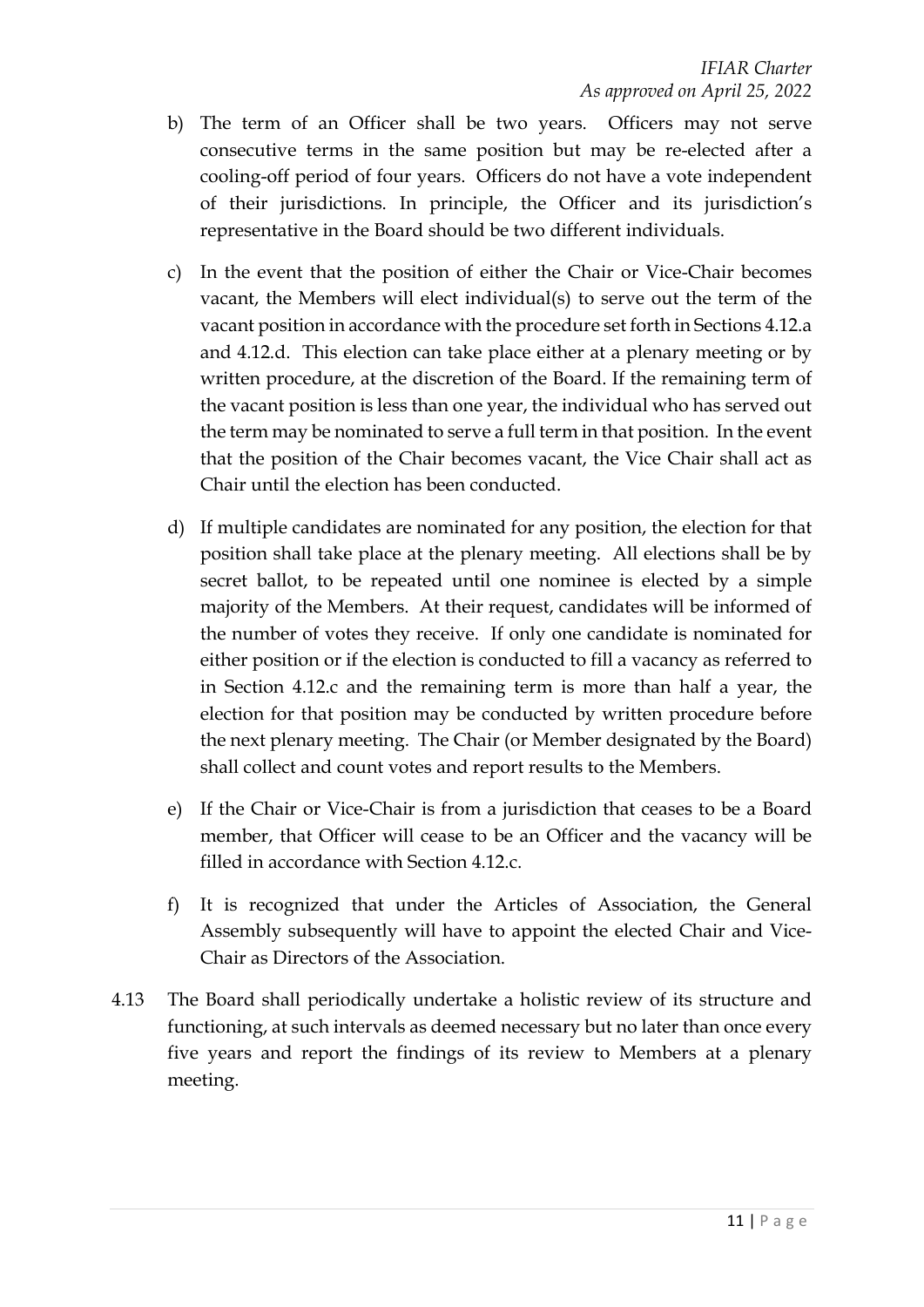b) The term of an Officer shall be two years. Officers may not serve consecutive terms in the same position but may be re-elected after a cooling-off period of four years. Officers do not have a vote independent of their jurisdictions. In principle, the Officer and its jurisdiction's representative in the Board should be two different individuals.

c) In the event that the position of either the Chair or Vice-Chair becomes vacant, the Members will elect individual(s) to serve out the term of the vacant position in accordance with the procedure set forth in Sections 4.12.a and 4.12.d. This election can take place either at a plenary meeting or by written procedure, at the discretion of the Board. If the remaining term of the vacant position is less than one year, the individual who has served out the term may be nominated to serve a full term in that position. In the event that the position of the Chair becomes vacant, the Vice Chair shall act as Chair until the election has been conducted.

d) If multiple candidates are nominated for any position, the election for that position shall take place at the plenary meeting. All elections shall be by secret ballot, to be repeated until one nominee is elected by a simple majority of the Members. At their request, candidates will be informed of the number of votes they receive. If only one candidate is nominated for either position or if the election is conducted to fill a vacancy as referred to in Section 4.12.c and the remaining term is more than half a year, the election for that position may be conducted by written procedure before the next plenary meeting. The Chair (or Member designated by the Board) shall collect and count votes and report results to the Members.

e) If the Chair or Vice-Chair is from a jurisdiction that ceases to be a Board member, that Officer will cease to be an Officer and the vacancy will be filled in accordance with Section 4.12.c.

f) It is recognized that under the Articles of Association, the General Assembly subsequently will have to appoint the elected Chair and Vice-Chair as Directors of the Association.

4.13 The Board shall periodically undertake a holistic review of its structure and functioning, at such intervals as deemed necessary but no later than once every five years and report the findings of its review to Members at a plenary meeting.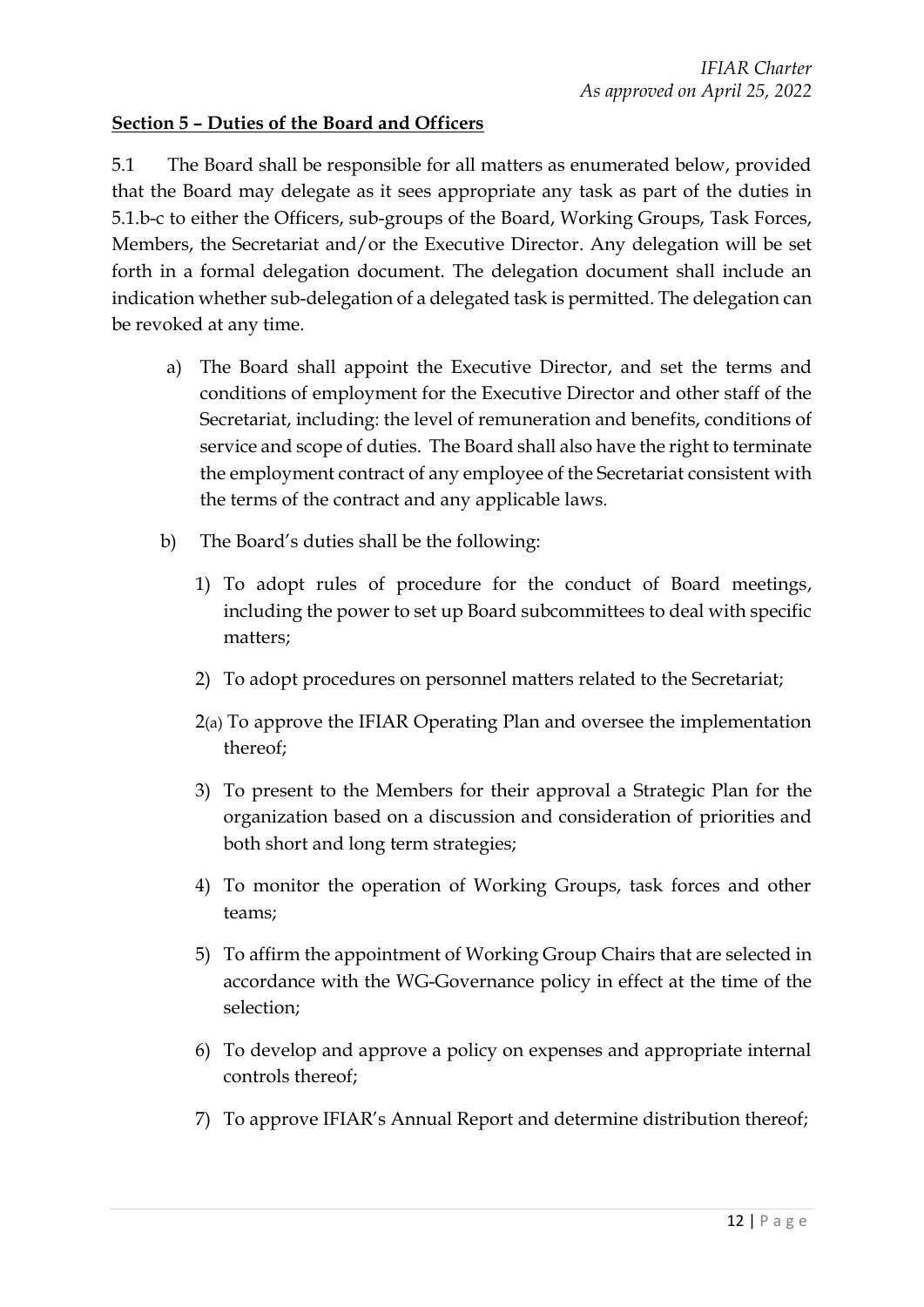**Section 5 – Duties of the Board and Officers**

5.1 The Board shall be responsible for all matters as enumerated below, provided that the Board may delegate as it sees appropriate any task as part of the duties in 5.1.b-c to either the Officers, sub-groups of the Board, Working Groups, Task Forces, Members, the Secretariat and/or the Executive Director. Any delegation will be set forth in a formal delegation document. The delegation document shall include an indication whether sub-delegation of a delegated task is permitted. The delegation can be revoked at any time.

a) The Board shall appoint the Executive Director, and set the terms and conditions of employment for the Executive Director and other staff of the Secretariat, including: the level of remuneration and benefits, conditions of service and scope of duties. The Board shall also have the right to terminate the employment contract of any employee of the Secretariat consistent with the terms of the contract and any applicable laws.

b) The Board's duties shall be the following:

1) To adopt rules of procedure for the conduct of Board meetings, including the power to set up Board subcommittees to deal with specific matters;

2) To adopt procedures on personnel matters related to the Secretariat;

2(a) To approve the IFIAR Operating Plan and oversee the implementation thereof;

3) To present to the Members for their approval a Strategic Plan for the organization based on a discussion and consideration of priorities and both short and long term strategies;

4) To monitor the operation of Working Groups, task forces and other teams;

5) To affirm the appointment of Working Group Chairs that are selected in accordance with the WG-Governance policy in effect at the time of the selection;

6) To develop and approve a policy on expenses and appropriate internal controls thereof;

7) To approve IFIAR's Annual Report and determine distribution thereof;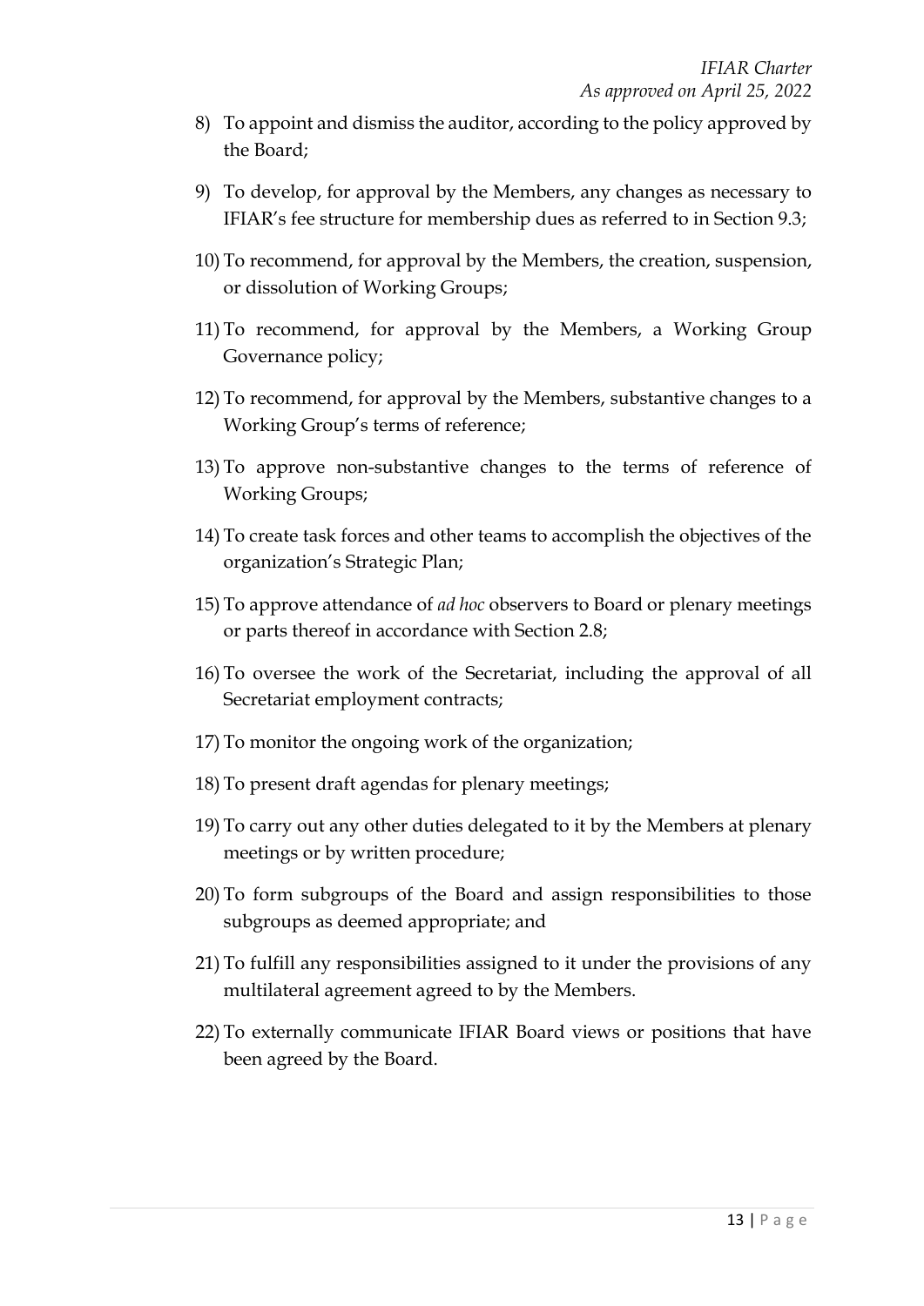8) To appoint and dismiss the auditor, according to the policy approved by the Board;

9) To develop, for approval by the Members, any changes as necessary to IFIAR's fee structure for membership dues as referred to in Section 9.3;

10) To recommend, for approval by the Members, the creation, suspension, or dissolution of Working Groups;

11) To recommend, for approval by the Members, a Working Group Governance policy;

12) To recommend, for approval by the Members, substantive changes to a Working Group's terms of reference;

13) To approve non-substantive changes to the terms of reference of Working Groups;

14) To create task forces and other teams to accomplish the objectives of the organization's Strategic Plan;

15) To approve attendance of *ad hoc* observers to Board or plenary meetings or parts thereof in accordance with Section 2.8;

16) To oversee the work of the Secretariat, including the approval of all Secretariat employment contracts;

17) To monitor the ongoing work of the organization;

18) To present draft agendas for plenary meetings;

19) To carry out any other duties delegated to it by the Members at plenary meetings or by written procedure;

20) To form subgroups of the Board and assign responsibilities to those subgroups as deemed appropriate; and

21) To fulfill any responsibilities assigned to it under the provisions of any multilateral agreement agreed to by the Members.

22) To externally communicate IFIAR Board views or positions that have been agreed by the Board.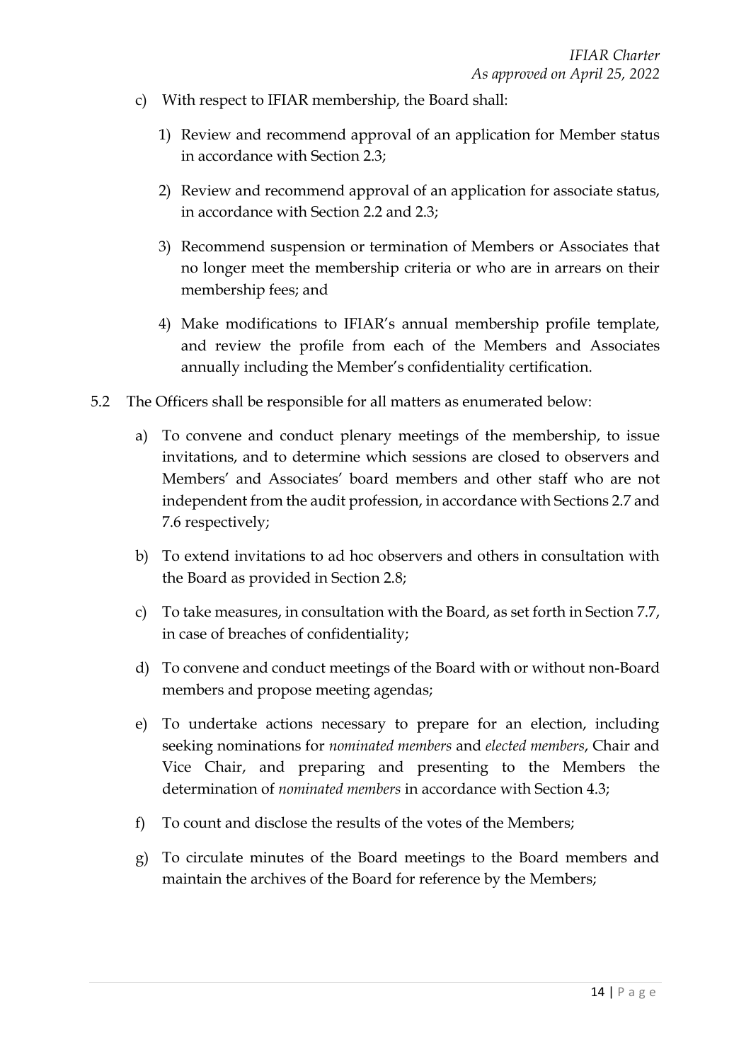c) With respect to IFIAR membership, the Board shall:

   1) Review and recommend approval of an application for Member status in accordance with Section 2.3;

   2) Review and recommend approval of an application for associate status, in accordance with Section 2.2 and 2.3;

   3) Recommend suspension or termination of Members or Associates that no longer meet the membership criteria or who are in arrears on their membership fees; and

   4) Make modifications to IFIAR's annual membership profile template, and review the profile from each of the Members and Associates annually including the Member's confidentiality certification.

5.2 The Officers shall be responsible for all matters as enumerated below:

   a) To convene and conduct plenary meetings of the membership, to issue invitations, and to determine which sessions are closed to observers and Members' and Associates' board members and other staff who are not independent from the audit profession, in accordance with Sections 2.7 and 7.6 respectively;

   b) To extend invitations to ad hoc observers and others in consultation with the Board as provided in Section 2.8;

   c) To take measures, in consultation with the Board, as set forth in Section 7.7, in case of breaches of confidentiality;

   d) To convene and conduct meetings of the Board with or without non-Board members and propose meeting agendas;

   e) To undertake actions necessary to prepare for an election, including seeking nominations for *nominated members* and *elected members*, Chair and Vice Chair, and preparing and presenting to the Members the determination of *nominated members* in accordance with Section 4.3;

   f) To count and disclose the results of the votes of the Members;

   g) To circulate minutes of the Board meetings to the Board members and maintain the archives of the Board for reference by the Members;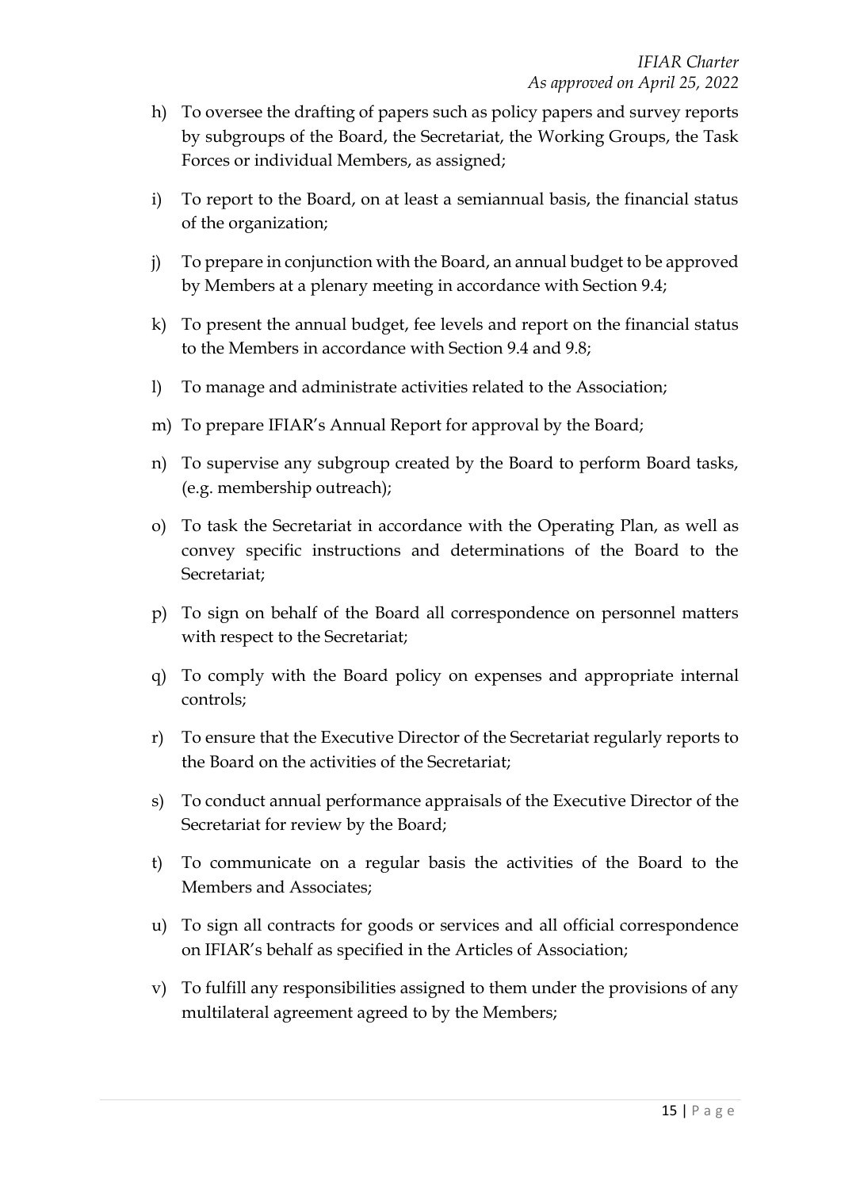h) To oversee the drafting of papers such as policy papers and survey reports by subgroups of the Board, the Secretariat, the Working Groups, the Task Forces or individual Members, as assigned;

i) To report to the Board, on at least a semiannual basis, the financial status of the organization;

j) To prepare in conjunction with the Board, an annual budget to be approved by Members at a plenary meeting in accordance with Section 9.4;

k) To present the annual budget, fee levels and report on the financial status to the Members in accordance with Section 9.4 and 9.8;

l) To manage and administrate activities related to the Association;

m) To prepare IFIAR's Annual Report for approval by the Board;

n) To supervise any subgroup created by the Board to perform Board tasks, (e.g. membership outreach);

o) To task the Secretariat in accordance with the Operating Plan, as well as convey specific instructions and determinations of the Board to the Secretariat;

p) To sign on behalf of the Board all correspondence on personnel matters with respect to the Secretariat;

q) To comply with the Board policy on expenses and appropriate internal controls;

r) To ensure that the Executive Director of the Secretariat regularly reports to the Board on the activities of the Secretariat;

s) To conduct annual performance appraisals of the Executive Director of the Secretariat for review by the Board;

t) To communicate on a regular basis the activities of the Board to the Members and Associates;

u) To sign all contracts for goods or services and all official correspondence on IFIAR's behalf as specified in the Articles of Association;

v) To fulfill any responsibilities assigned to them under the provisions of any multilateral agreement agreed to by the Members;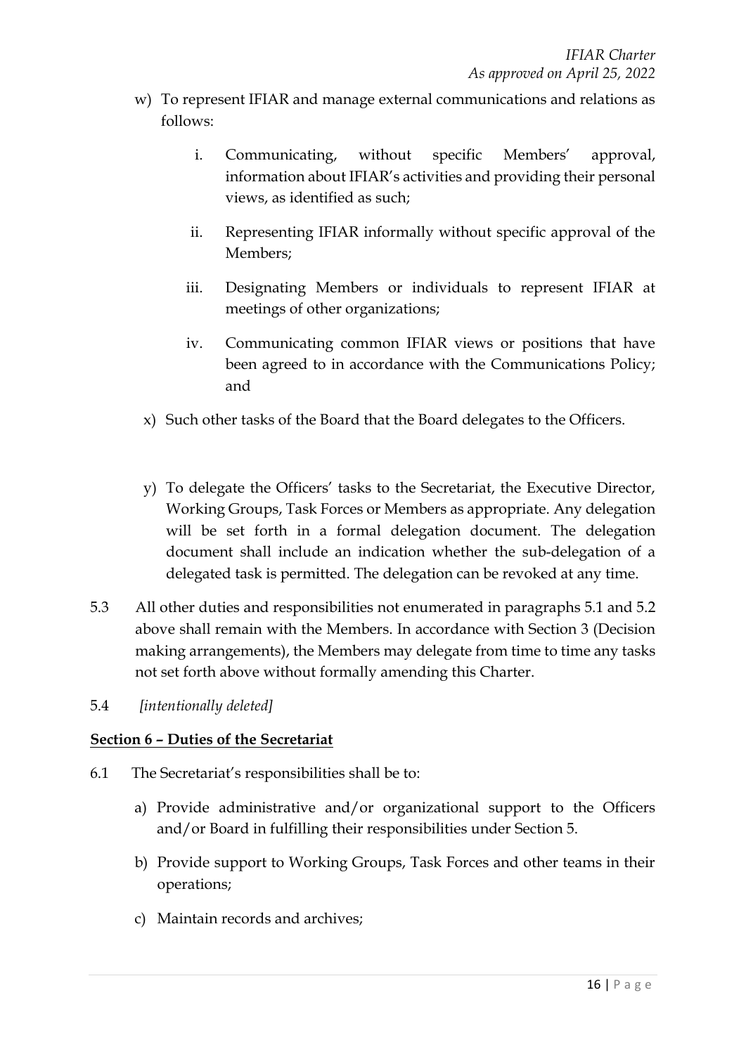w) To represent IFIAR and manage external communications and relations as follows:

   i. Communicating, without specific Members' approval, information about IFIAR's activities and providing their personal views, as identified as such;

   ii. Representing IFIAR informally without specific approval of the Members;

   iii. Designating Members or individuals to represent IFIAR at meetings of other organizations;

   iv. Communicating common IFIAR views or positions that have been agreed to in accordance with the Communications Policy; and

x) Such other tasks of the Board that the Board delegates to the Officers.

y) To delegate the Officers' tasks to the Secretariat, the Executive Director, Working Groups, Task Forces or Members as appropriate. Any delegation will be set forth in a formal delegation document. The delegation document shall include an indication whether the sub-delegation of a delegated task is permitted. The delegation can be revoked at any time.

5.3 All other duties and responsibilities not enumerated in paragraphs 5.1 and 5.2 above shall remain with the Members. In accordance with Section 3 (Decision making arrangements), the Members may delegate from time to time any tasks not set forth above without formally amending this Charter.

5.4 *[intentionally deleted]*

**Section 6 – Duties of the Secretariat**

6.1 The Secretariat's responsibilities shall be to:

a) Provide administrative and/or organizational support to the Officers and/or Board in fulfilling their responsibilities under Section 5.

b) Provide support to Working Groups, Task Forces and other teams in their operations;

c) Maintain records and archives;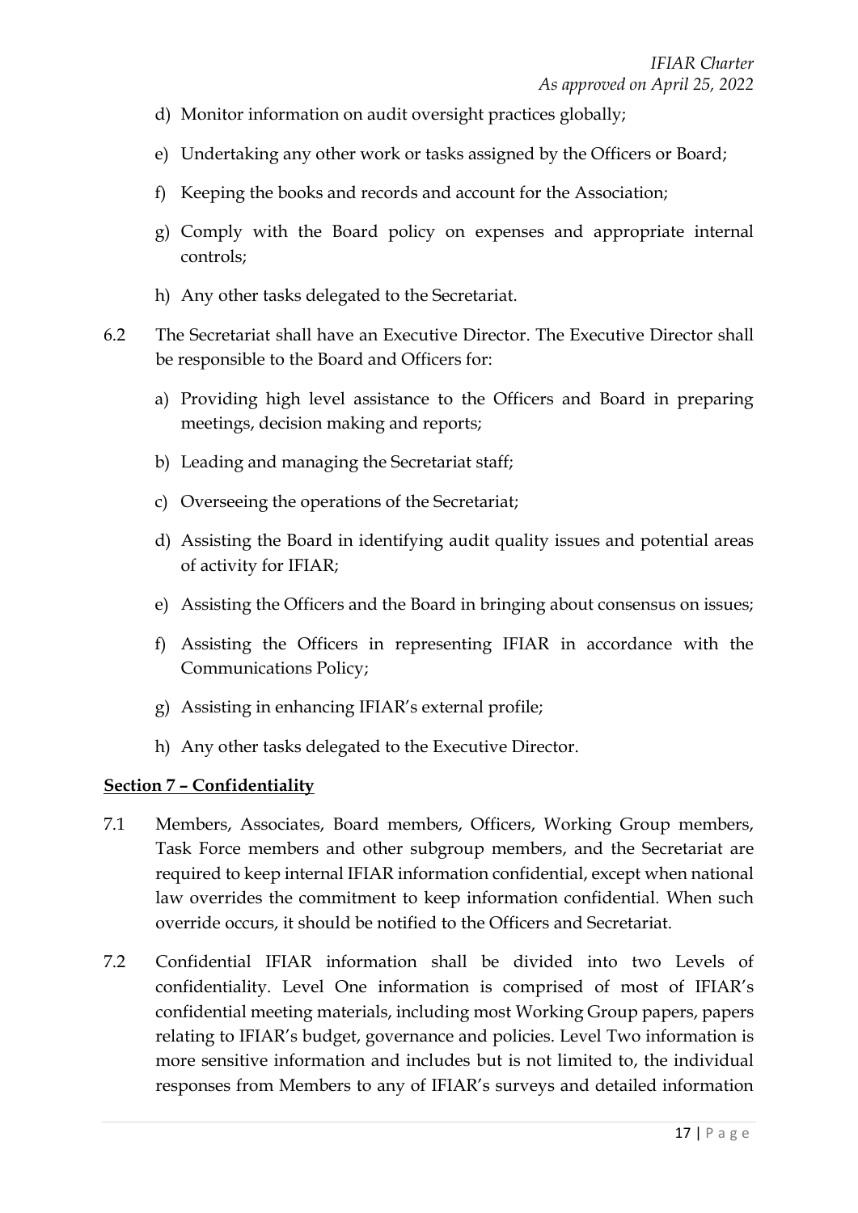d) Monitor information on audit oversight practices globally;

e) Undertaking any other work or tasks assigned by the Officers or Board;

f) Keeping the books and records and account for the Association;

g) Comply with the Board policy on expenses and appropriate internal controls;

h) Any other tasks delegated to the Secretariat.

6.2 The Secretariat shall have an Executive Director. The Executive Director shall be responsible to the Board and Officers for:

a) Providing high level assistance to the Officers and Board in preparing meetings, decision making and reports;

b) Leading and managing the Secretariat staff;

c) Overseeing the operations of the Secretariat;

d) Assisting the Board in identifying audit quality issues and potential areas of activity for IFIAR;

e) Assisting the Officers and the Board in bringing about consensus on issues;

f) Assisting the Officers in representing IFIAR in accordance with the Communications Policy;

g) Assisting in enhancing IFIAR's external profile;

h) Any other tasks delegated to the Executive Director.

**Section 7 – Confidentiality**

7.1 Members, Associates, Board members, Officers, Working Group members, Task Force members and other subgroup members, and the Secretariat are required to keep internal IFIAR information confidential, except when national law overrides the commitment to keep information confidential. When such override occurs, it should be notified to the Officers and Secretariat.

7.2 Confidential IFIAR information shall be divided into two Levels of confidentiality. Level One information is comprised of most of IFIAR's confidential meeting materials, including most Working Group papers, papers relating to IFIAR's budget, governance and policies. Level Two information is more sensitive information and includes but is not limited to, the individual responses from Members to any of IFIAR's surveys and detailed information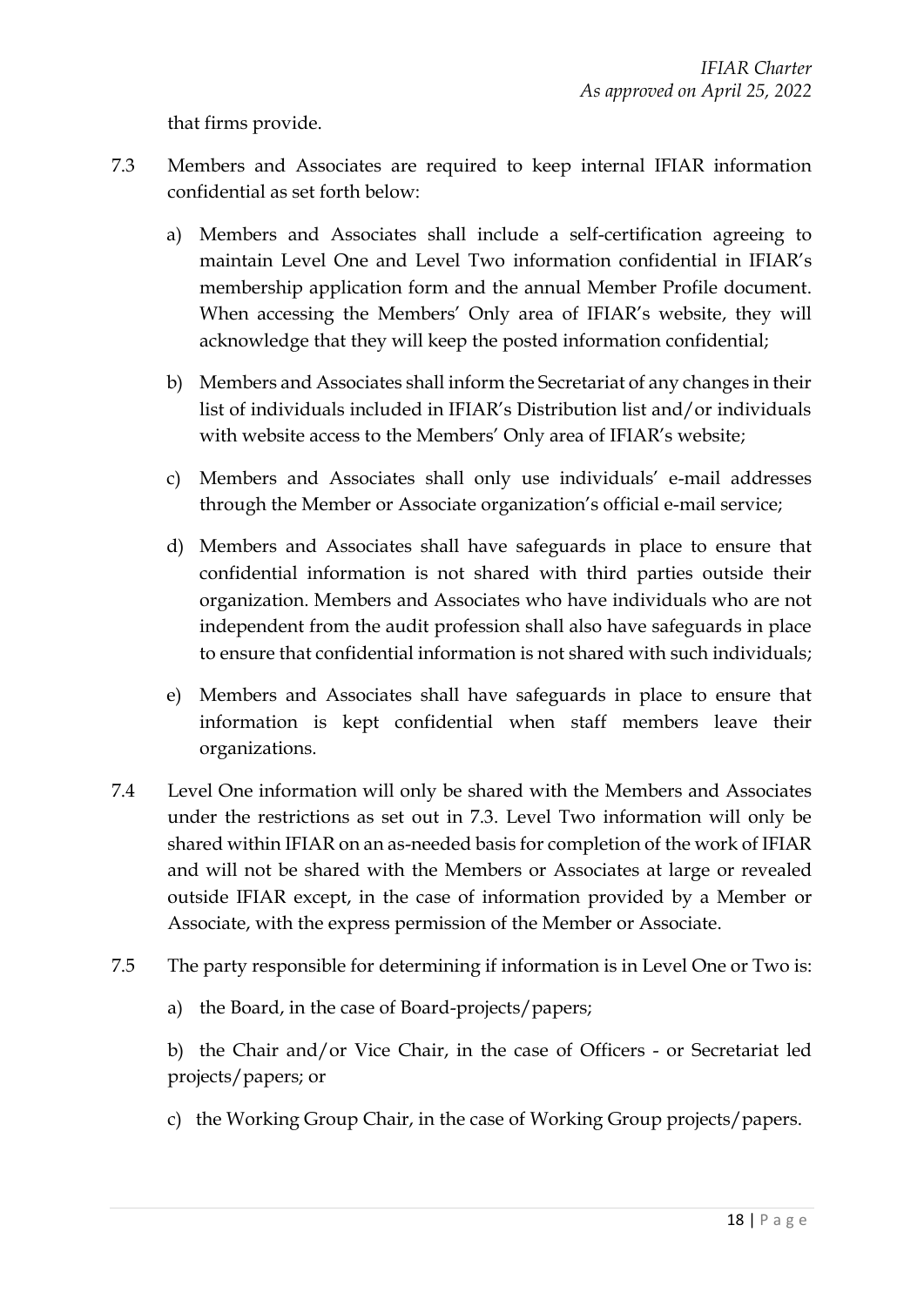that firms provide.

7.3 Members and Associates are required to keep internal IFIAR information confidential as set forth below:

a) Members and Associates shall include a self-certification agreeing to maintain Level One and Level Two information confidential in IFIAR's membership application form and the annual Member Profile document. When accessing the Members' Only area of IFIAR's website, they will acknowledge that they will keep the posted information confidential;

b) Members and Associates shall inform the Secretariat of any changes in their list of individuals included in IFIAR's Distribution list and/or individuals with website access to the Members' Only area of IFIAR's website;

c) Members and Associates shall only use individuals' e-mail addresses through the Member or Associate organization's official e-mail service;

d) Members and Associates shall have safeguards in place to ensure that confidential information is not shared with third parties outside their organization. Members and Associates who have individuals who are not independent from the audit profession shall also have safeguards in place to ensure that confidential information is not shared with such individuals;

e) Members and Associates shall have safeguards in place to ensure that information is kept confidential when staff members leave their organizations.

7.4 Level One information will only be shared with the Members and Associates under the restrictions as set out in 7.3. Level Two information will only be shared within IFIAR on an as-needed basis for completion of the work of IFIAR and will not be shared with the Members or Associates at large or revealed outside IFIAR except, in the case of information provided by a Member or Associate, with the express permission of the Member or Associate.

7.5 The party responsible for determining if information is in Level One or Two is:

a) the Board, in the case of Board-projects/papers;

b) the Chair and/or Vice Chair, in the case of Officers - or Secretariat led projects/papers; or

c) the Working Group Chair, in the case of Working Group projects/papers.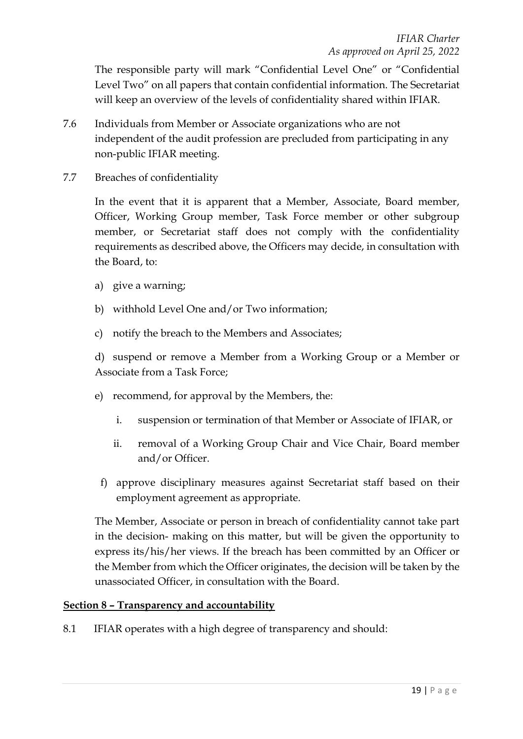The responsible party will mark "Confidential Level One" or "Confidential Level Two" on all papers that contain confidential information. The Secretariat will keep an overview of the levels of confidentiality shared within IFIAR.

7.6 Individuals from Member or Associate organizations who are not independent of the audit profession are precluded from participating in any non-public IFIAR meeting.

7.7 Breaches of confidentiality

In the event that it is apparent that a Member, Associate, Board member, Officer, Working Group member, Task Force member or other subgroup member, or Secretariat staff does not comply with the confidentiality requirements as described above, the Officers may decide, in consultation with the Board, to:

a) give a warning;

b) withhold Level One and/or Two information;

c) notify the breach to the Members and Associates;

d) suspend or remove a Member from a Working Group or a Member or Associate from a Task Force;

e) recommend, for approval by the Members, the:

   i. suspension or termination of that Member or Associate of IFIAR, or

   ii. removal of a Working Group Chair and Vice Chair, Board member and/or Officer.

f) approve disciplinary measures against Secretariat staff based on their employment agreement as appropriate.

The Member, Associate or person in breach of confidentiality cannot take part in the decision- making on this matter, but will be given the opportunity to express its/his/her views. If the breach has been committed by an Officer or the Member from which the Officer originates, the decision will be taken by the unassociated Officer, in consultation with the Board.

## Section 8 – Transparency and accountability

8.1 IFIAR operates with a high degree of transparency and should: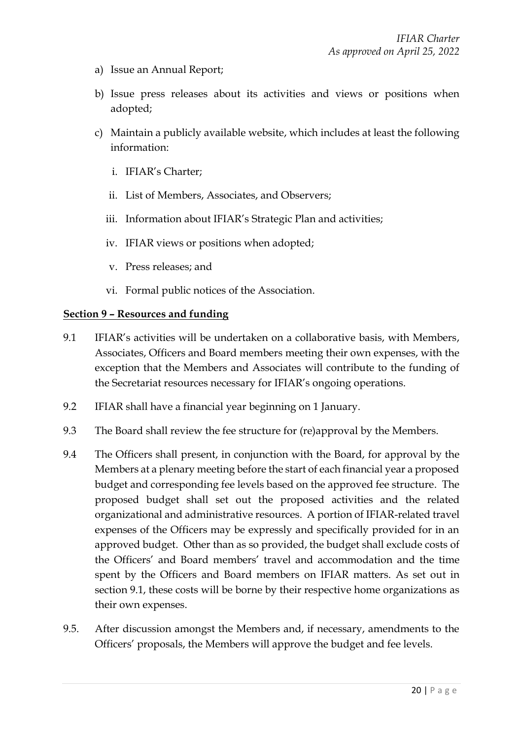a) Issue an Annual Report;

b) Issue press releases about its activities and views or positions when adopted;

c) Maintain a publicly available website, which includes at least the following information:

   i. IFIAR's Charter;

   ii. List of Members, Associates, and Observers;

   iii. Information about IFIAR's Strategic Plan and activities;

   iv. IFIAR views or positions when adopted;

   v. Press releases; and

   vi. Formal public notices of the Association.

**Section 9 – Resources and funding**

9.1 IFIAR's activities will be undertaken on a collaborative basis, with Members, Associates, Officers and Board members meeting their own expenses, with the exception that the Members and Associates will contribute to the funding of the Secretariat resources necessary for IFIAR's ongoing operations.

9.2 IFIAR shall have a financial year beginning on 1 January.

9.3 The Board shall review the fee structure for (re)approval by the Members.

9.4 The Officers shall present, in conjunction with the Board, for approval by the Members at a plenary meeting before the start of each financial year a proposed budget and corresponding fee levels based on the approved fee structure. The proposed budget shall set out the proposed activities and the related organizational and administrative resources. A portion of IFIAR-related travel expenses of the Officers may be expressly and specifically provided for in an approved budget. Other than as so provided, the budget shall exclude costs of the Officers' and Board members' travel and accommodation and the time spent by the Officers and Board members on IFIAR matters. As set out in section 9.1, these costs will be borne by their respective home organizations as their own expenses.

9.5. After discussion amongst the Members and, if necessary, amendments to the Officers' proposals, the Members will approve the budget and fee levels.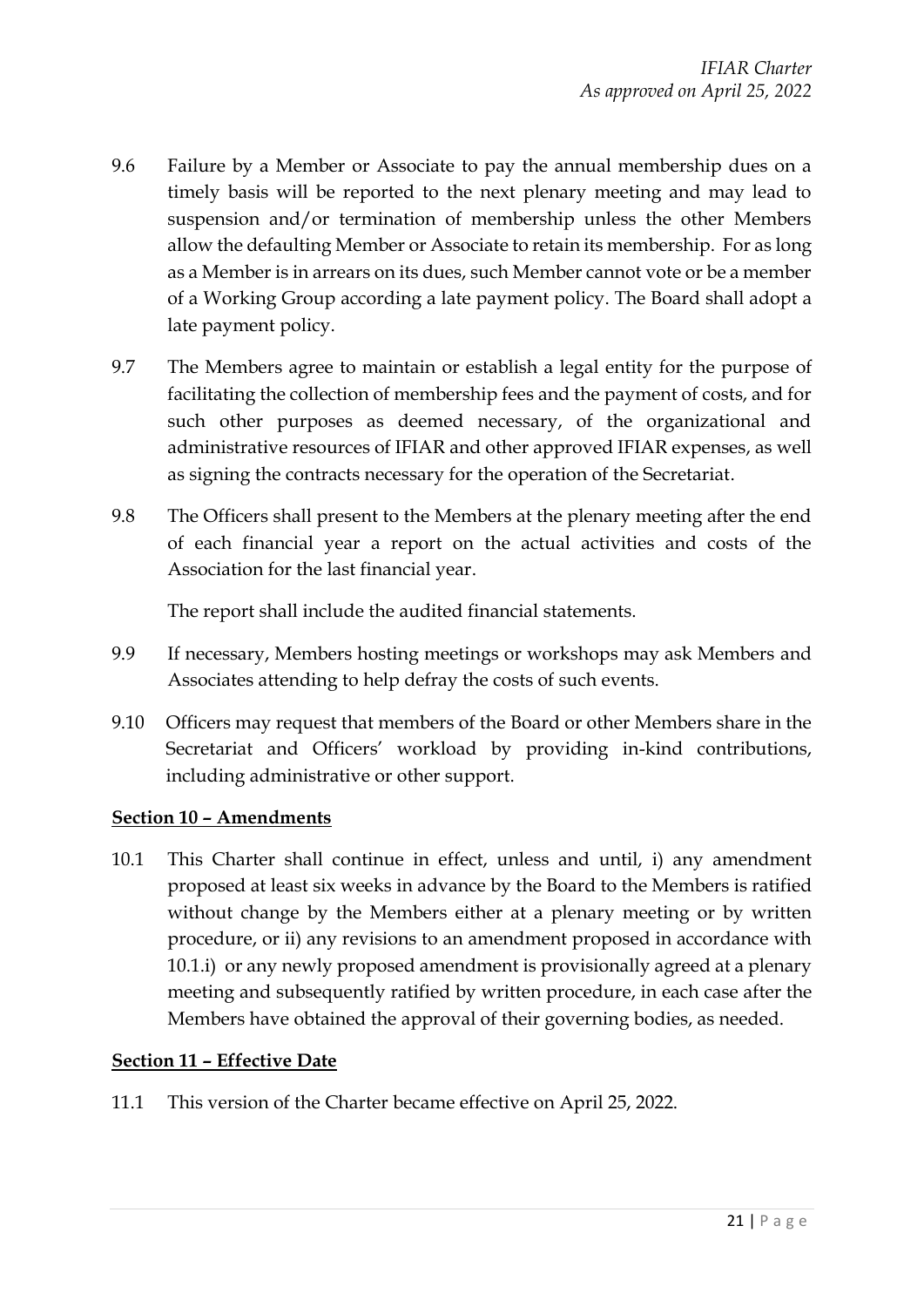9.6 Failure by a Member or Associate to pay the annual membership dues on a timely basis will be reported to the next plenary meeting and may lead to suspension and/or termination of membership unless the other Members allow the defaulting Member or Associate to retain its membership. For as long as a Member is in arrears on its dues, such Member cannot vote or be a member of a Working Group according a late payment policy. The Board shall adopt a late payment policy.

9.7 The Members agree to maintain or establish a legal entity for the purpose of facilitating the collection of membership fees and the payment of costs, and for such other purposes as deemed necessary, of the organizational and administrative resources of IFIAR and other approved IFIAR expenses, as well as signing the contracts necessary for the operation of the Secretariat.

9.8 The Officers shall present to the Members at the plenary meeting after the end of each financial year a report on the actual activities and costs of the Association for the last financial year.

The report shall include the audited financial statements.

9.9 If necessary, Members hosting meetings or workshops may ask Members and Associates attending to help defray the costs of such events.

9.10 Officers may request that members of the Board or other Members share in the Secretariat and Officers' workload by providing in-kind contributions, including administrative or other support.

**Section 10 – Amendments**

10.1 This Charter shall continue in effect, unless and until, i) any amendment proposed at least six weeks in advance by the Board to the Members is ratified without change by the Members either at a plenary meeting or by written procedure, or ii) any revisions to an amendment proposed in accordance with 10.1.i) or any newly proposed amendment is provisionally agreed at a plenary meeting and subsequently ratified by written procedure, in each case after the Members have obtained the approval of their governing bodies, as needed.

**Section 11 – Effective Date**

11.1 This version of the Charter became effective on April 25, 2022.